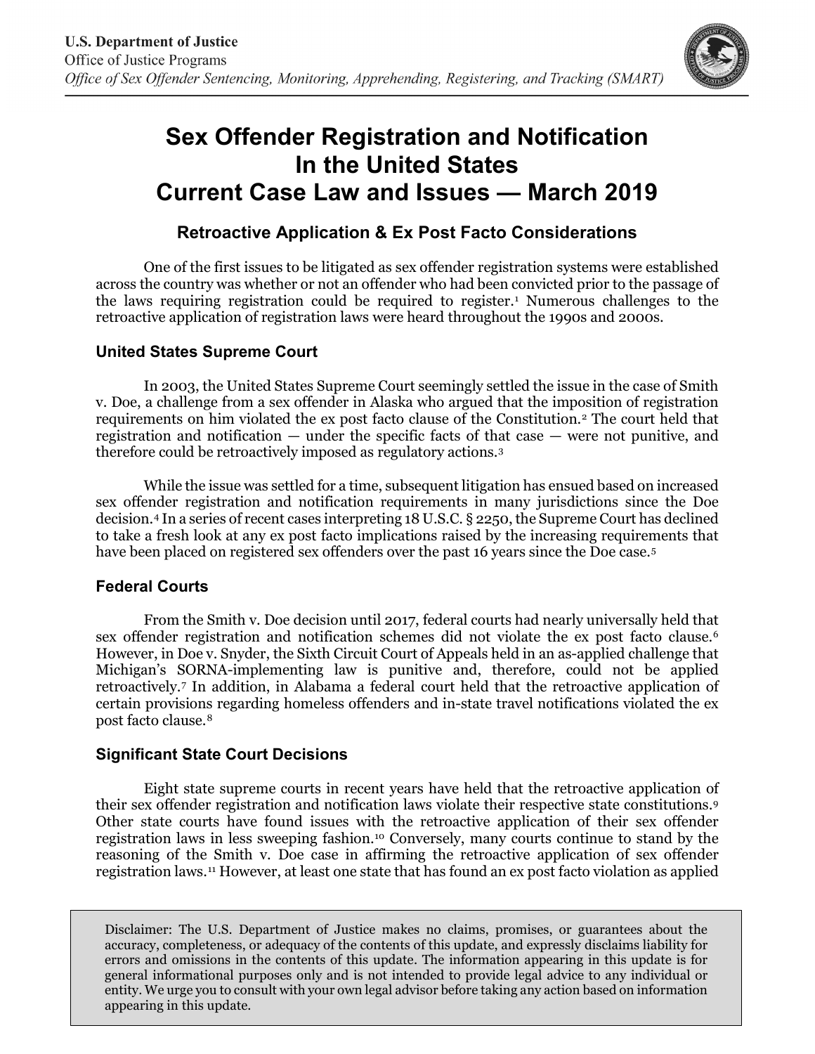**U.S. Department of Justice**
Office of Justice Programs
*Office of Sex Offender Sentencing, Monitoring, Apprehending, Registering, and Tracking (SMART)*

# Sex Offender Registration and Notification In the United States Current Case Law and Issues — March 2019

## Retroactive Application & Ex Post Facto Considerations

One of the first issues to be litigated as sex offender registration systems were established across the country was whether or not an offender who had been convicted prior to the passage of the laws requiring registration could be required to register.[1] Numerous challenges to the retroactive application of registration laws were heard throughout the 1990s and 2000s.

### United States Supreme Court

In 2003, the United States Supreme Court seemingly settled the issue in the case of Smith v. Doe, a challenge from a sex offender in Alaska who argued that the imposition of registration requirements on him violated the ex post facto clause of the Constitution.[2] The court held that registration and notification — under the specific facts of that case — were not punitive, and therefore could be retroactively imposed as regulatory actions.[3]

While the issue was settled for a time, subsequent litigation has ensued based on increased sex offender registration and notification requirements in many jurisdictions since the Doe decision.[4] In a series of recent cases interpreting 18 U.S.C. § 2250, the Supreme Court has declined to take a fresh look at any ex post facto implications raised by the increasing requirements that have been placed on registered sex offenders over the past 16 years since the Doe case.[5]

### Federal Courts

From the Smith v. Doe decision until 2017, federal courts had nearly universally held that sex offender registration and notification schemes did not violate the ex post facto clause.[6] However, in Doe v. Snyder, the Sixth Circuit Court of Appeals held in an as-applied challenge that Michigan's SORNA-implementing law is punitive and, therefore, could not be applied retroactively.[7] In addition, in Alabama a federal court held that the retroactive application of certain provisions regarding homeless offenders and in-state travel notifications violated the ex post facto clause.[8]

### Significant State Court Decisions

Eight state supreme courts in recent years have held that the retroactive application of their sex offender registration and notification laws violate their respective state constitutions.[9] Other state courts have found issues with the retroactive application of their sex offender registration laws in less sweeping fashion.[10] Conversely, many courts continue to stand by the reasoning of the Smith v. Doe case in affirming the retroactive application of sex offender registration laws.[11] However, at least one state that has found an ex post facto violation as applied

Disclaimer: The U.S. Department of Justice makes no claims, promises, or guarantees about the accuracy, completeness, or adequacy of the contents of this update, and expressly disclaims liability for errors and omissions in the contents of this update. The information appearing in this update is for general informational purposes only and is not intended to provide legal advice to any individual or entity. We urge you to consult with your own legal advisor before taking any action based on information appearing in this update.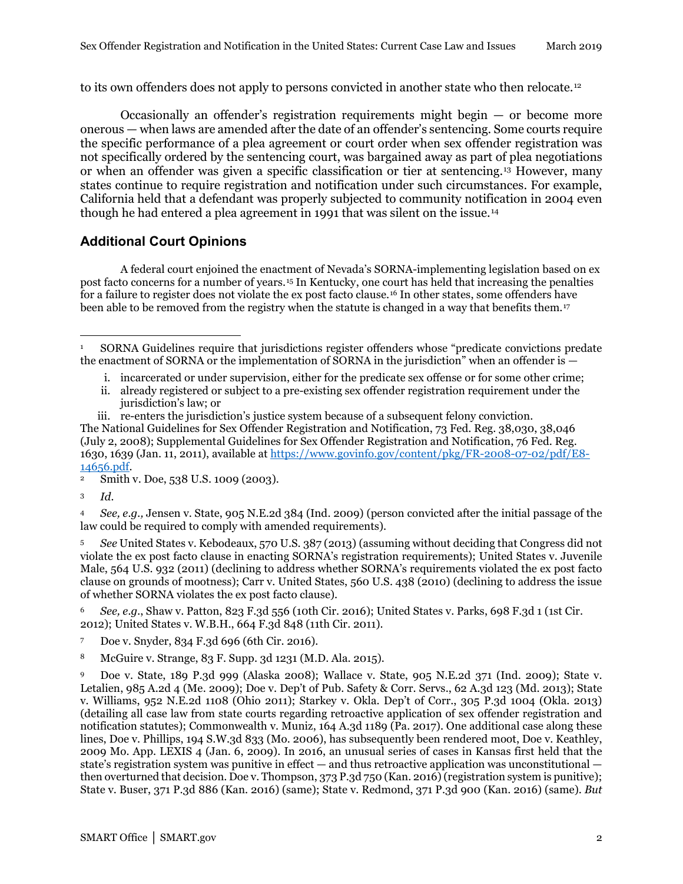to its own offenders does not apply to persons convicted in another state who then relocate.[12]

Occasionally an offender's registration requirements might begin — or become more onerous — when laws are amended after the date of an offender's sentencing. Some courts require the specific performance of a plea agreement or court order when sex offender registration was not specifically ordered by the sentencing court, was bargained away as part of plea negotiations or when an offender was given a specific classification or tier at sentencing.[13] However, many states continue to require registration and notification under such circumstances. For example, California held that a defendant was properly subjected to community notification in 2004 even though he had entered a plea agreement in 1991 that was silent on the issue.[14]

## Additional Court Opinions

A federal court enjoined the enactment of Nevada's SORNA-implementing legislation based on ex post facto concerns for a number of years.[15] In Kentucky, one court has held that increasing the penalties for a failure to register does not violate the ex post facto clause.[16] In other states, some offenders have been able to be removed from the registry when the statute is changed in a way that benefits them.[17]

---

[1] SORNA Guidelines require that jurisdictions register offenders whose "predicate convictions predate the enactment of SORNA or the implementation of SORNA in the jurisdiction" when an offender is —

i. incarcerated or under supervision, either for the predicate sex offense or for some other crime;
ii. already registered or subject to a pre-existing sex offender registration requirement under the jurisdiction's law; or
iii. re-enters the jurisdiction's justice system because of a subsequent felony conviction.

The National Guidelines for Sex Offender Registration and Notification, 73 Fed. Reg. 38,030, 38,046 (July 2, 2008); Supplemental Guidelines for Sex Offender Registration and Notification, 76 Fed. Reg. 1630, 1639 (Jan. 11, 2011), available at [https://www.govinfo.gov/content/pkg/FR-2008-07-02/pdf/E8-14656.pdf](https://www.govinfo.gov/content/pkg/FR-2008-07-02/pdf/E8-14656.pdf).

[2] Smith v. Doe, 538 U.S. 1009 (2003).

[3] *Id.*

[4] *See, e.g.,* Jensen v. State, 905 N.E.2d 384 (Ind. 2009) (person convicted after the initial passage of the law could be required to comply with amended requirements).

[5] *See* United States v. Kebodeaux, 570 U.S. 387 (2013) (assuming without deciding that Congress did not violate the ex post facto clause in enacting SORNA's registration requirements); United States v. Juvenile Male, 564 U.S. 932 (2011) (declining to address whether SORNA's requirements violated the ex post facto clause on grounds of mootness); Carr v. United States, 560 U.S. 438 (2010) (declining to address the issue of whether SORNA violates the ex post facto clause).

[6] *See, e.g.*, Shaw v. Patton, 823 F.3d 556 (10th Cir. 2016); United States v. Parks, 698 F.3d 1 (1st Cir. 2012); United States v. W.B.H., 664 F.3d 848 (11th Cir. 2011).

[7] Doe v. Snyder, 834 F.3d 696 (6th Cir. 2016).

[8] McGuire v. Strange, 83 F. Supp. 3d 1231 (M.D. Ala. 2015).

[9] Doe v. State, 189 P.3d 999 (Alaska 2008); Wallace v. State, 905 N.E.2d 371 (Ind. 2009); State v. Letalien, 985 A.2d 4 (Me. 2009); Doe v. Dep't of Pub. Safety & Corr. Servs., 62 A.3d 123 (Md. 2013); State v. Williams, 952 N.E.2d 1108 (Ohio 2011); Starkey v. Okla. Dep't of Corr., 305 P.3d 1004 (Okla. 2013) (detailing all case law from state courts regarding retroactive application of sex offender registration and notification statutes); Commonwealth v. Muniz, 164 A.3d 1189 (Pa. 2017). One additional case along these lines, Doe v. Phillips, 194 S.W.3d 833 (Mo. 2006), has subsequently been rendered moot, Doe v. Keathley, 2009 Mo. App. LEXIS 4 (Jan. 6, 2009). In 2016, an unusual series of cases in Kansas first held that the state's registration system was punitive in effect — and thus retroactive application was unconstitutional — then overturned that decision. Doe v. Thompson, 373 P.3d 750 (Kan. 2016) (registration system is punitive); State v. Buser, 371 P.3d 886 (Kan. 2016) (same); State v. Redmond, 371 P.3d 900 (Kan. 2016) (same). *But*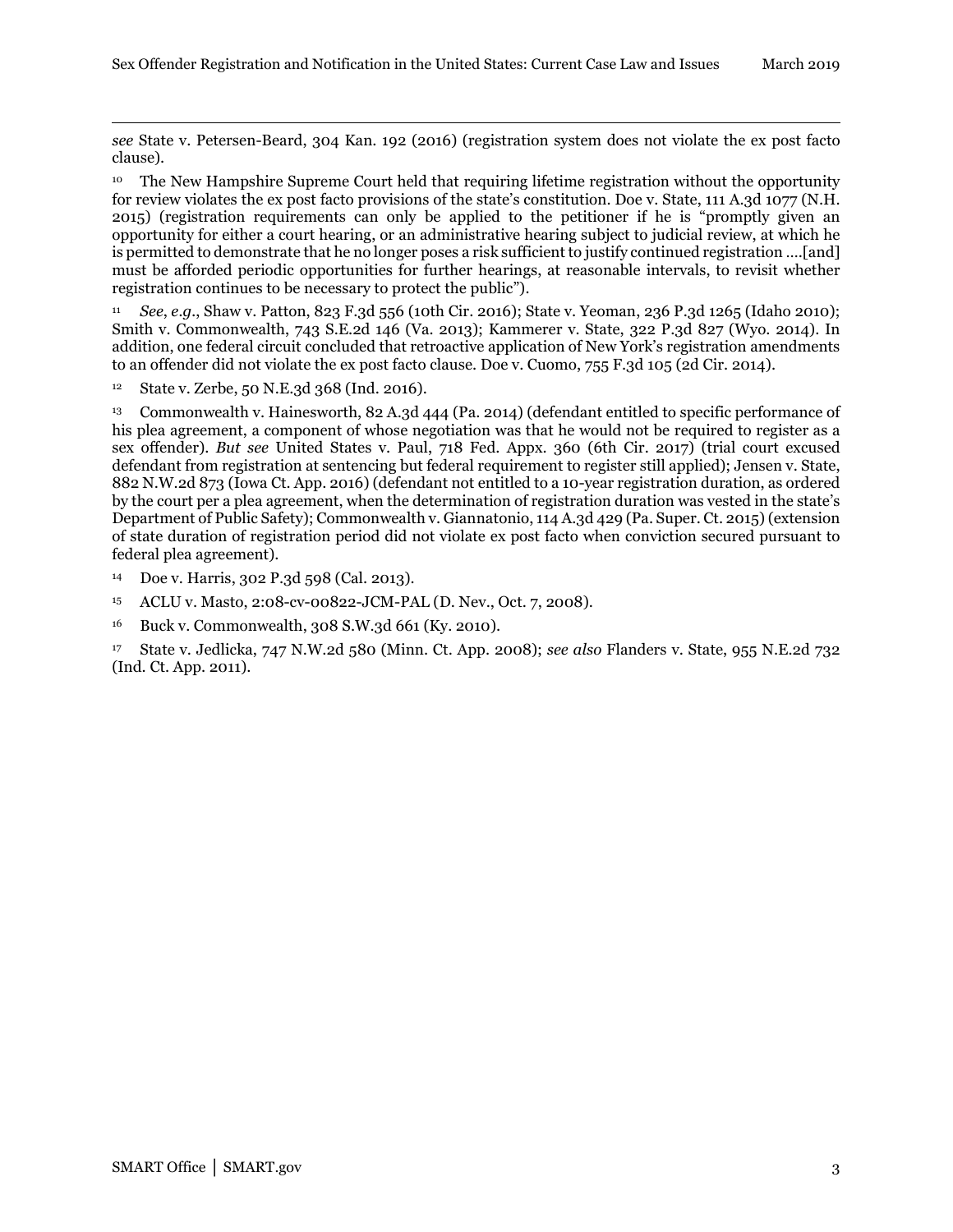*see* State v. Petersen-Beard, 304 Kan. 192 (2016) (registration system does not violate the ex post facto clause).

[10] The New Hampshire Supreme Court held that requiring lifetime registration without the opportunity for review violates the ex post facto provisions of the state's constitution. Doe v. State, 111 A.3d 1077 (N.H. 2015) (registration requirements can only be applied to the petitioner if he is "promptly given an opportunity for either a court hearing, or an administrative hearing subject to judicial review, at which he is permitted to demonstrate that he no longer poses a risk sufficient to justify continued registration ….[and] must be afforded periodic opportunities for further hearings, at reasonable intervals, to revisit whether registration continues to be necessary to protect the public").

[11] *See*, *e.g*., Shaw v. Patton, 823 F.3d 556 (10th Cir. 2016); State v. Yeoman, 236 P.3d 1265 (Idaho 2010); Smith v. Commonwealth, 743 S.E.2d 146 (Va. 2013); Kammerer v. State, 322 P.3d 827 (Wyo. 2014). In addition, one federal circuit concluded that retroactive application of New York's registration amendments to an offender did not violate the ex post facto clause. Doe v. Cuomo, 755 F.3d 105 (2d Cir. 2014).

[12] State v. Zerbe, 50 N.E.3d 368 (Ind. 2016).

[13] Commonwealth v. Hainesworth, 82 A.3d 444 (Pa. 2014) (defendant entitled to specific performance of his plea agreement, a component of whose negotiation was that he would not be required to register as a sex offender). *But see* United States v. Paul, 718 Fed. Appx. 360 (6th Cir. 2017) (trial court excused defendant from registration at sentencing but federal requirement to register still applied); Jensen v. State, 882 N.W.2d 873 (Iowa Ct. App. 2016) (defendant not entitled to a 10-year registration duration, as ordered by the court per a plea agreement, when the determination of registration duration was vested in the state's Department of Public Safety); Commonwealth v. Giannatonio, 114 A.3d 429 (Pa. Super. Ct. 2015) (extension of state duration of registration period did not violate ex post facto when conviction secured pursuant to federal plea agreement).

[14] Doe v. Harris, 302 P.3d 598 (Cal. 2013).

[15] ACLU v. Masto, 2:08-cv-00822-JCM-PAL (D. Nev., Oct. 7, 2008).

[16] Buck v. Commonwealth, 308 S.W.3d 661 (Ky. 2010).

[17] State v. Jedlicka, 747 N.W.2d 580 (Minn. Ct. App. 2008); *see also* Flanders v. State, 955 N.E.2d 732 (Ind. Ct. App. 2011).